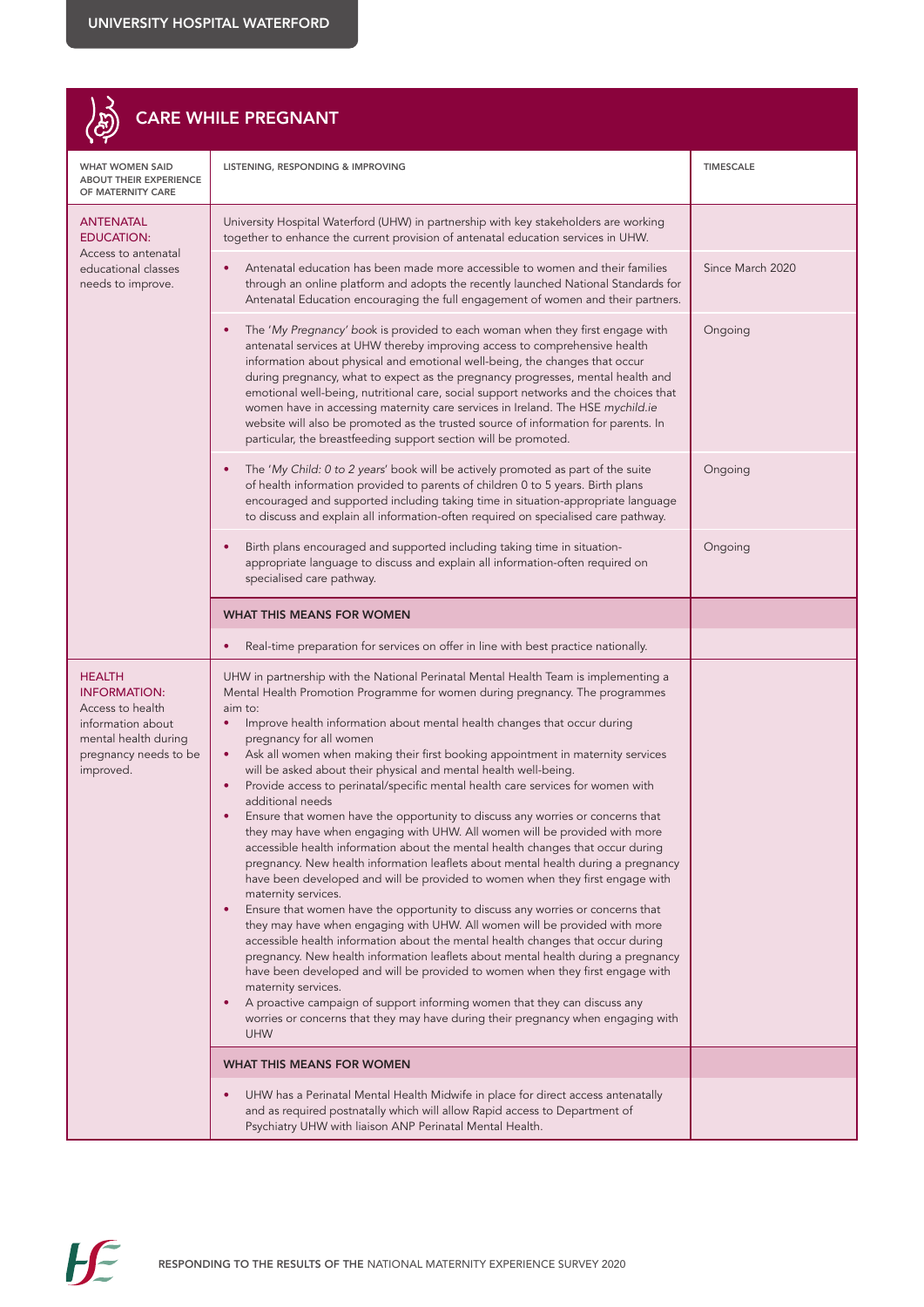## CARE WHILE PREGNANT

| WHAT WOMEN SAID ABOUT THEIR EXPERIENCE OF MATERNITY CARE | LISTENING, RESPONDING & IMPROVING | TIMESCALE |
|---|---|---|
| **ANTENATAL EDUCATION:** Access to antenatal educational classes needs to improve. | University Hospital Waterford (UHW) in partnership with key stakeholders are working together to enhance the current provision of antenatal education services in UHW. | |
| | • Antenatal education has been made more accessible to women and their families through an online platform and adopts the recently launched National Standards for Antenatal Education encouraging the full engagement of women and their partners. | Since March 2020 |
| | • The '*My Pregnancy*' book is provided to each woman when they first engage with antenatal services at UHW thereby improving access to comprehensive health information about physical and emotional well-being, the changes that occur during pregnancy, what to expect as the pregnancy progresses, mental health and emotional well-being, nutritional care, social support networks and the choices that women have in accessing maternity care services in Ireland. The HSE *mychild.ie* website will also be promoted as the trusted source of information for parents. In particular, the breastfeeding support section will be promoted. | Ongoing |
| | • The '*My Child: 0 to 2 years*' book will be actively promoted as part of the suite of health information provided to parents of children 0 to 5 years. Birth plans encouraged and supported including taking time in situation-appropriate language to discuss and explain all information-often required on specialised care pathway. | Ongoing |
| | • Birth plans encouraged and supported including taking time in situation-appropriate language to discuss and explain all information-often required on specialised care pathway. | Ongoing |
| | **WHAT THIS MEANS FOR WOMEN** | |
| | • Real-time preparation for services on offer in line with best practice nationally. | |
| **HEALTH INFORMATION:** Access to health information about mental health during pregnancy needs to be improved. | UHW in partnership with the National Perinatal Mental Health Team is implementing a Mental Health Promotion Programme for women during pregnancy. The programmes aim to:<br>• Improve health information about mental health changes that occur during pregnancy for all women<br>• Ask all women when making their first booking appointment in maternity services will be asked about their physical and mental health well-being.<br>• Provide access to perinatal/specific mental health care services for women with additional needs<br>• Ensure that women have the opportunity to discuss any worries or concerns that they may have when engaging with UHW. All women will be provided with more accessible health information about the mental health changes that occur during pregnancy. New health information leaflets about mental health during a pregnancy have been developed and will be provided to women when they first engage with maternity services.<br>• Ensure that women have the opportunity to discuss any worries or concerns that they may have when engaging with UHW. All women will be provided with more accessible health information about the mental health changes that occur during pregnancy. New health information leaflets about mental health during a pregnancy have been developed and will be provided to women when they first engage with maternity services.<br>• A proactive campaign of support informing women that they can discuss any worries or concerns that they may have during their pregnancy when engaging with UHW | |
| | **WHAT THIS MEANS FOR WOMEN** | |
| | • UHW has a Perinatal Mental Health Midwife in place for direct access antenatally and as required postnatally which will allow Rapid access to Department of Psychiatry UHW with liaison ANP Perinatal Mental Health. | |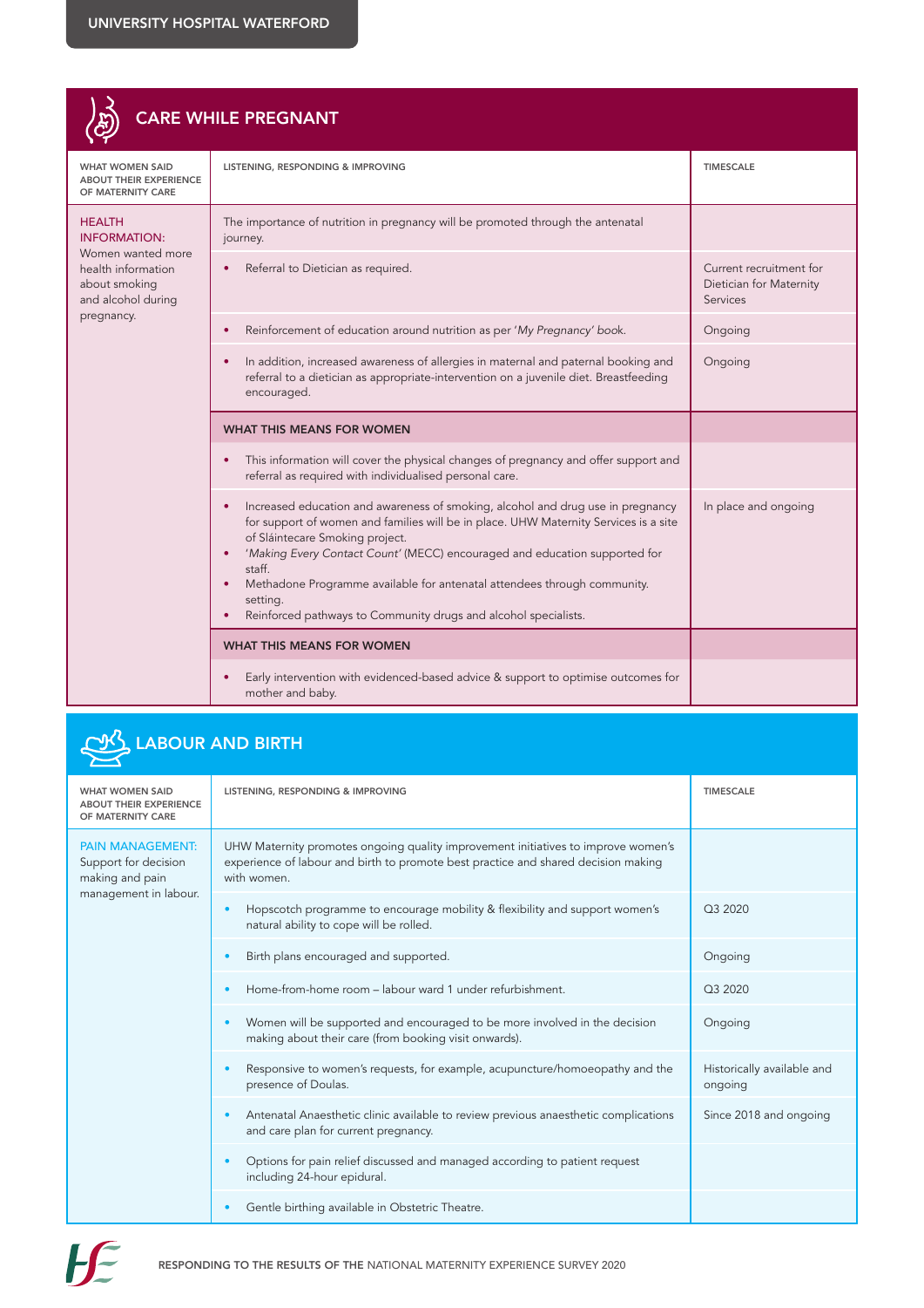## CARE WHILE PREGNANT

| WHAT WOMEN SAID ABOUT THEIR EXPERIENCE OF MATERNITY CARE | LISTENING, RESPONDING & IMPROVING | TIMESCALE |
|---|---|---|
| **HEALTH INFORMATION:** Women wanted more health information about smoking and alcohol during pregnancy. | The importance of nutrition in pregnancy will be promoted through the antenatal journey. | |
| | • Referral to Dietician as required. | Current recruitment for Dietician for Maternity Services |
| | • Reinforcement of education around nutrition as per '*My Pregnancy*' *book*. | Ongoing |
| | • In addition, increased awareness of allergies in maternal and paternal booking and referral to a dietician as appropriate-intervention on a juvenile diet. Breastfeeding encouraged. | Ongoing |
| | **WHAT THIS MEANS FOR WOMEN** | |
| | • This information will cover the physical changes of pregnancy and offer support and referral as required with individualised personal care. | |
| | • Increased education and awareness of smoking, alcohol and drug use in pregnancy for support of women and families will be in place. UHW Maternity Services is a site of Sláintecare Smoking project.<br>• '*Making Every Contact Count*' (MECC) encouraged and education supported for staff.<br>• Methadone Programme available for antenatal attendees through community. setting.<br>• Reinforced pathways to Community drugs and alcohol specialists. | In place and ongoing |
| | **WHAT THIS MEANS FOR WOMEN** | |
| | • Early intervention with evidenced-based advice & support to optimise outcomes for mother and baby. | |

## LABOUR AND BIRTH

| WHAT WOMEN SAID ABOUT THEIR EXPERIENCE OF MATERNITY CARE | LISTENING, RESPONDING & IMPROVING | TIMESCALE |
|---|---|---|
| **PAIN MANAGEMENT:** Support for decision making and pain management in labour. | UHW Maternity promotes ongoing quality improvement initiatives to improve women's experience of labour and birth to promote best practice and shared decision making with women. | |
| | • Hopscotch programme to encourage mobility & flexibility and support women's natural ability to cope will be rolled. | Q3 2020 |
| | • Birth plans encouraged and supported. | Ongoing |
| | • Home-from-home room – labour ward 1 under refurbishment. | Q3 2020 |
| | • Women will be supported and encouraged to be more involved in the decision making about their care (from booking visit onwards). | Ongoing |
| | • Responsive to women's requests, for example, acupuncture/homoeopathy and the presence of Doulas. | Historically available and ongoing |
| | • Antenatal Anaesthetic clinic available to review previous anaesthetic complications and care plan for current pregnancy. | Since 2018 and ongoing |
| | • Options for pain relief discussed and managed according to patient request including 24-hour epidural. | |
| | • Gentle birthing available in Obstetric Theatre. | |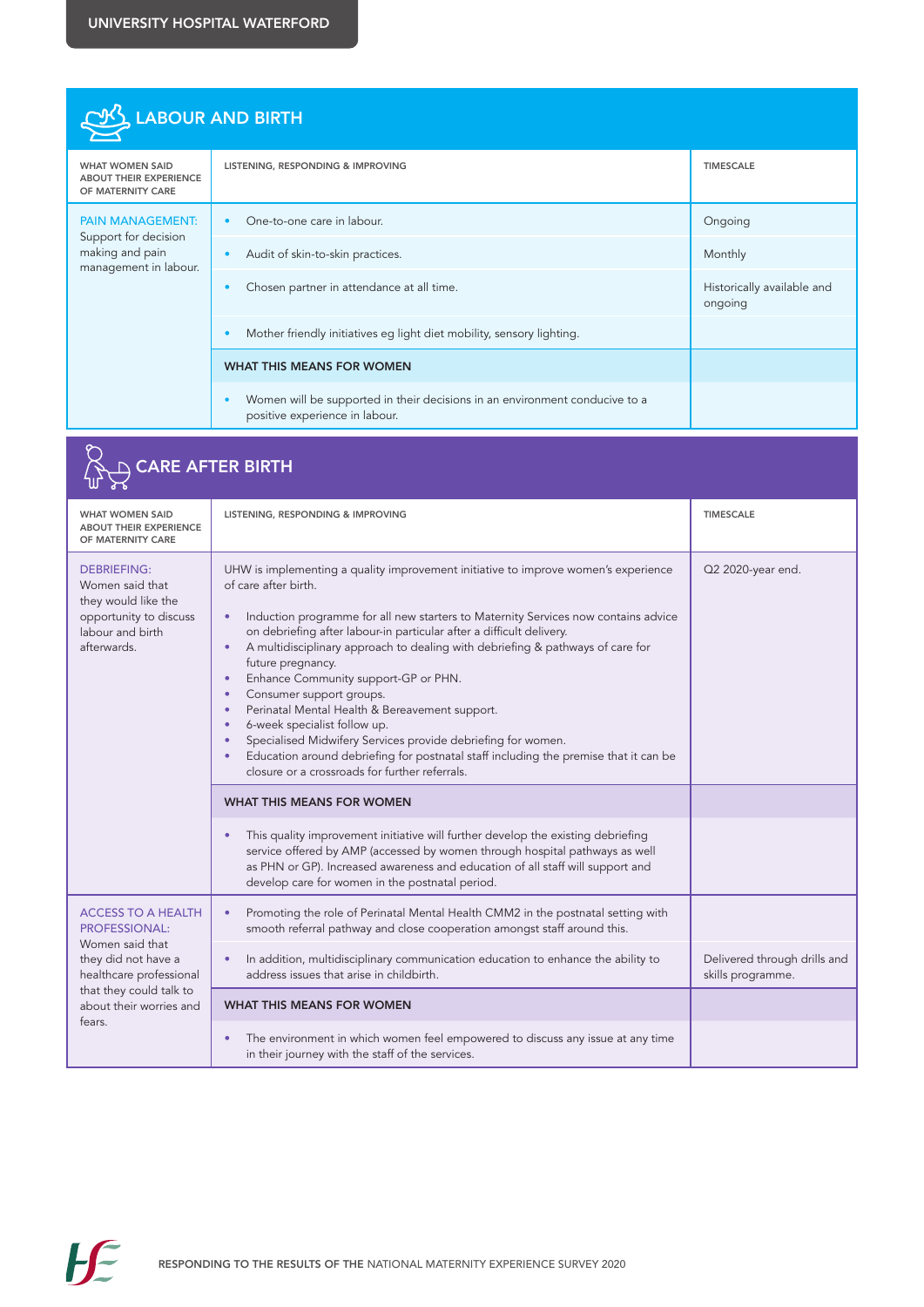## LABOUR AND BIRTH

| WHAT WOMEN SAID ABOUT THEIR EXPERIENCE OF MATERNITY CARE | LISTENING, RESPONDING & IMPROVING | TIMESCALE |
|---|---|---|
| PAIN MANAGEMENT: Support for decision making and pain management in labour. | • One-to-one care in labour. | Ongoing |
| | • Audit of skin-to-skin practices. | Monthly |
| | • Chosen partner in attendance at all time. | Historically available and ongoing |
| | • Mother friendly initiatives eg light diet mobility, sensory lighting. | |
| | **WHAT THIS MEANS FOR WOMEN** | |
| | • Women will be supported in their decisions in an environment conducive to a positive experience in labour. | |

## CARE AFTER BIRTH

| WHAT WOMEN SAID ABOUT THEIR EXPERIENCE OF MATERNITY CARE | LISTENING, RESPONDING & IMPROVING | TIMESCALE |
|---|---|---|
| DEBRIEFING: Women said that they would like the opportunity to discuss labour and birth afterwards. | UHW is implementing a quality improvement initiative to improve women's experience of care after birth.<br><br>• Induction programme for all new starters to Maternity Services now contains advice on debriefing after labour-in particular after a difficult delivery.<br>• A multidisciplinary approach to dealing with debriefing & pathways of care for future pregnancy.<br>• Enhance Community support-GP or PHN.<br>• Consumer support groups.<br>• Perinatal Mental Health & Bereavement support.<br>• 6-week specialist follow up.<br>• Specialised Midwifery Services provide debriefing for women.<br>• Education around debriefing for postnatal staff including the premise that it can be closure or a crossroads for further referrals. | Q2 2020-year end. |
| | **WHAT THIS MEANS FOR WOMEN** | |
| | • This quality improvement initiative will further develop the existing debriefing service offered by AMP (accessed by women through hospital pathways as well as PHN or GP). Increased awareness and education of all staff will support and develop care for women in the postnatal period. | |
| ACCESS TO A HEALTH PROFESSIONAL: Women said that they did not have a healthcare professional that they could talk to about their worries and fears. | • Promoting the role of Perinatal Mental Health CMM2 in the postnatal setting with smooth referral pathway and close cooperation amongst staff around this. | |
| | • In addition, multidisciplinary communication education to enhance the ability to address issues that arise in childbirth. | Delivered through drills and skills programme. |
| | **WHAT THIS MEANS FOR WOMEN** | |
| | • The environment in which women feel empowered to discuss any issue at any time in their journey with the staff of the services. | |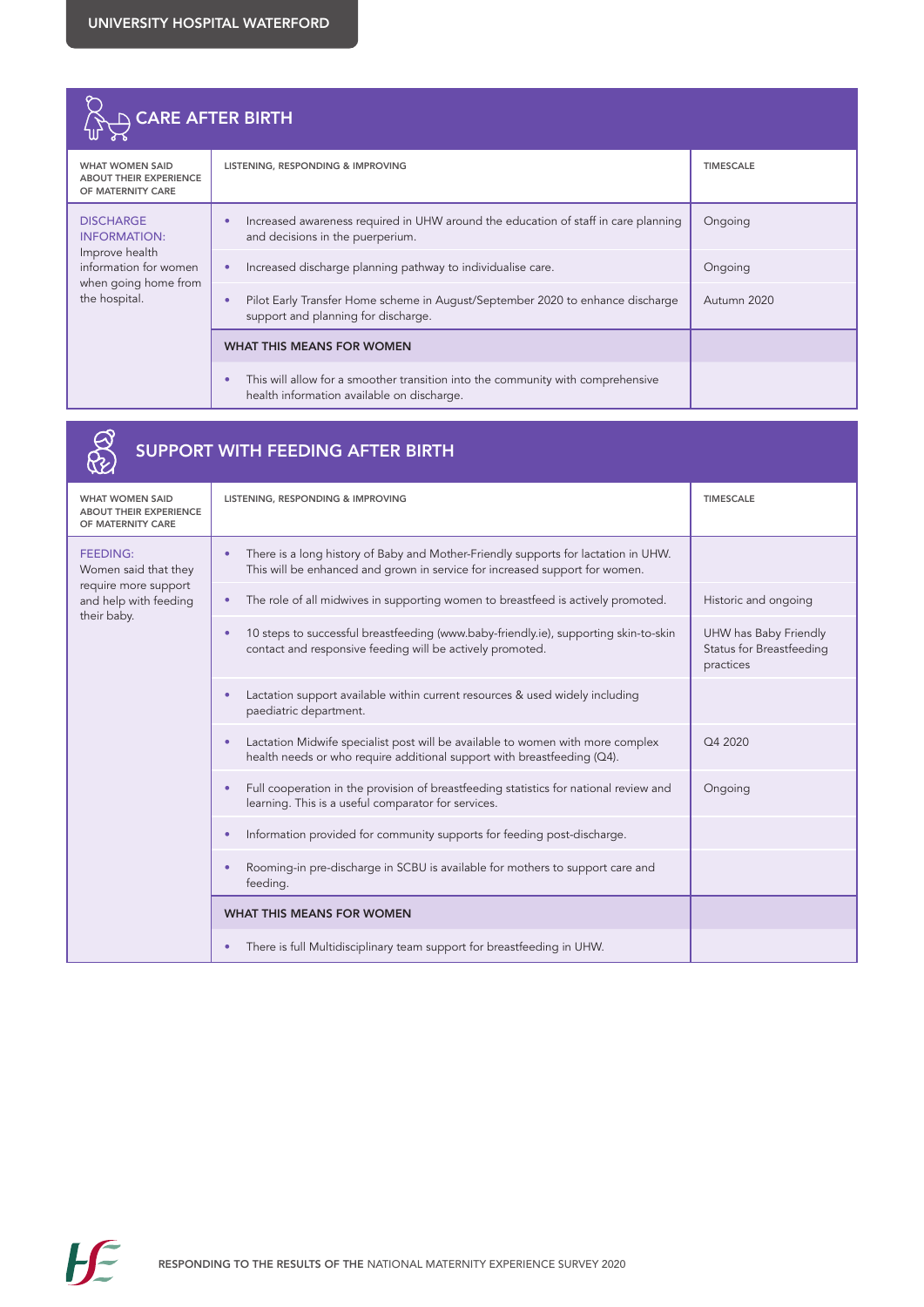## CARE AFTER BIRTH

| WHAT WOMEN SAID ABOUT THEIR EXPERIENCE OF MATERNITY CARE | LISTENING, RESPONDING & IMPROVING | TIMESCALE |
|---|---|---|
| DISCHARGE INFORMATION: Improve health information for women when going home from the hospital. | • Increased awareness required in UHW around the education of staff in care planning and decisions in the puerperium. | Ongoing |
| | • Increased discharge planning pathway to individualise care. | Ongoing |
| | • Pilot Early Transfer Home scheme in August/September 2020 to enhance discharge support and planning for discharge. | Autumn 2020 |
| | **WHAT THIS MEANS FOR WOMEN** | |
| | • This will allow for a smoother transition into the community with comprehensive health information available on discharge. | |

## SUPPORT WITH FEEDING AFTER BIRTH

| WHAT WOMEN SAID ABOUT THEIR EXPERIENCE OF MATERNITY CARE | LISTENING, RESPONDING & IMPROVING | TIMESCALE |
|---|---|---|
| FEEDING: Women said that they require more support and help with feeding their baby. | • There is a long history of Baby and Mother-Friendly supports for lactation in UHW. This will be enhanced and grown in service for increased support for women. | |
| | • The role of all midwives in supporting women to breastfeed is actively promoted. | Historic and ongoing |
| | • 10 steps to successful breastfeeding (www.baby-friendly.ie), supporting skin-to-skin contact and responsive feeding will be actively promoted. | UHW has Baby Friendly Status for Breastfeeding practices |
| | • Lactation support available within current resources & used widely including paediatric department. | |
| | • Lactation Midwife specialist post will be available to women with more complex health needs or who require additional support with breastfeeding (Q4). | Q4 2020 |
| | • Full cooperation in the provision of breastfeeding statistics for national review and learning. This is a useful comparator for services. | Ongoing |
| | • Information provided for community supports for feeding post-discharge. | |
| | • Rooming-in pre-discharge in SCBU is available for mothers to support care and feeding. | |
| | **WHAT THIS MEANS FOR WOMEN** | |
| | • There is full Multidisciplinary team support for breastfeeding in UHW. | |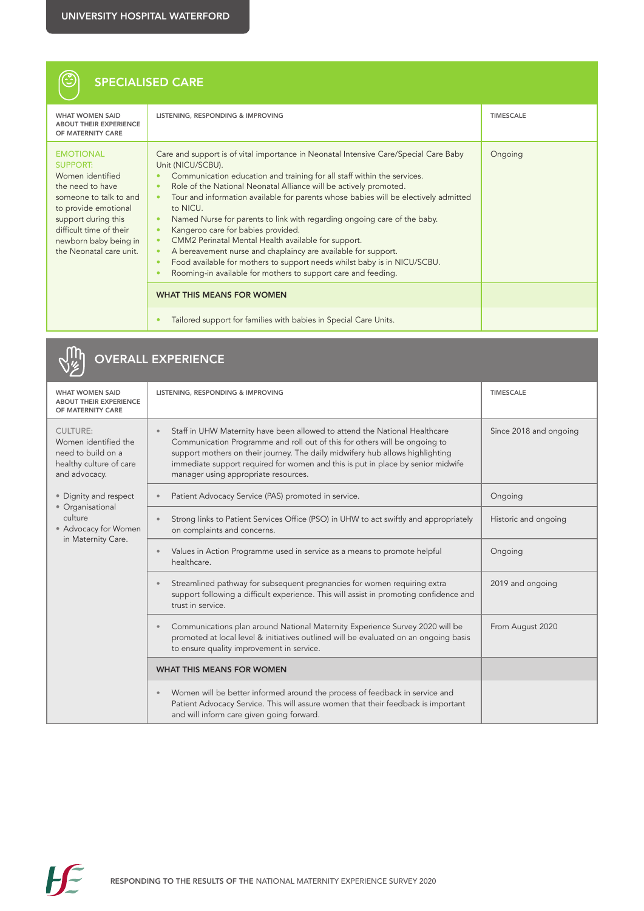## SPECIALISED CARE

| WHAT WOMEN SAID ABOUT THEIR EXPERIENCE OF MATERNITY CARE | LISTENING, RESPONDING & IMPROVING | TIMESCALE |
|---|---|---|
| EMOTIONAL SUPPORT: Women identified the need to have someone to talk to and to provide emotional support during this difficult time of their newborn baby being in the Neonatal care unit. | Care and support is of vital importance in Neonatal Intensive Care/Special Care Baby Unit (NICU/SCBU).<br>• Communication education and training for all staff within the services.<br>• Role of the National Neonatal Alliance will be actively promoted.<br>• Tour and information available for parents whose babies will be electively admitted to NICU.<br>• Named Nurse for parents to link with regarding ongoing care of the baby.<br>• Kangeroo care for babies provided.<br>• CMM2 Perinatal Mental Health available for support.<br>• A bereavement nurse and chaplaincy are available for support.<br>• Food available for mothers to support needs whilst baby is in NICU/SCBU.<br>• Rooming-in available for mothers to support care and feeding. | Ongoing |
| | **WHAT THIS MEANS FOR WOMEN** | |
| | • Tailored support for families with babies in Special Care Units. | |

## OVERALL EXPERIENCE

| WHAT WOMEN SAID ABOUT THEIR EXPERIENCE OF MATERNITY CARE | LISTENING, RESPONDING & IMPROVING | TIMESCALE |
|---|---|---|
| CULTURE: Women identified the need to build on a healthy culture of care and advocacy.<br>• Dignity and respect<br>• Organisational culture<br>• Advocacy for Women in Maternity Care. | • Staff in UHW Maternity have been allowed to attend the National Healthcare Communication Programme and roll out of this for others will be ongoing to support mothers on their journey. The daily midwifery hub allows highlighting immediate support required for women and this is put in place by senior midwife manager using appropriate resources. | Since 2018 and ongoing |
| | • Patient Advocacy Service (PAS) promoted in service. | Ongoing |
| | • Strong links to Patient Services Office (PSO) in UHW to act swiftly and appropriately on complaints and concerns. | Historic and ongoing |
| | • Values in Action Programme used in service as a means to promote helpful healthcare. | Ongoing |
| | • Streamlined pathway for subsequent pregnancies for women requiring extra support following a difficult experience. This will assist in promoting confidence and trust in service. | 2019 and ongoing |
| | • Communications plan around National Maternity Experience Survey 2020 will be promoted at local level & initiatives outlined will be evaluated on an ongoing basis to ensure quality improvement in service. | From August 2020 |
| | **WHAT THIS MEANS FOR WOMEN** | |
| | • Women will be better informed around the process of feedback in service and Patient Advocacy Service. This will assure women that their feedback is important and will inform care given going forward. | |